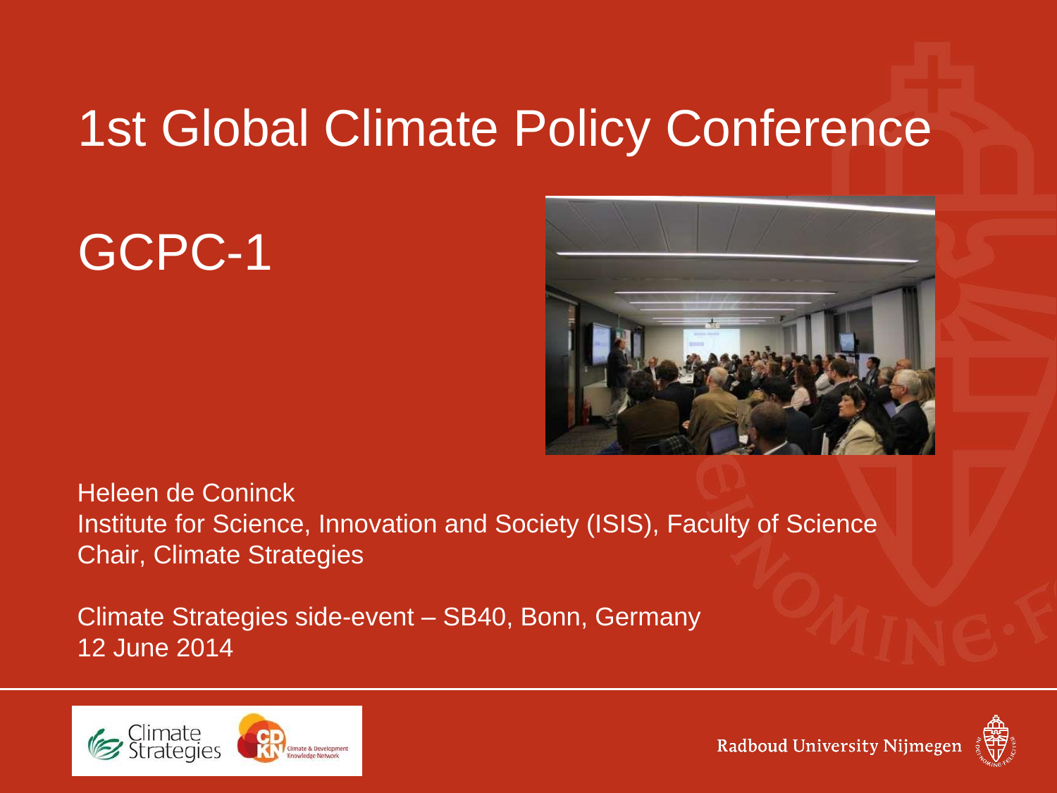# 1st Global Climate Policy Conference

## GCPC-1

Heleen de Coninck
Institute for Science, Innovation and Society (ISIS), Faculty of Science
Chair, Climate Strategies

Climate Strategies side-event – SB40, Bonn, Germany
12 June 2014

Climate Strategies

CDKN Climate & Development Knowledge Network

Radboud University Nijmegen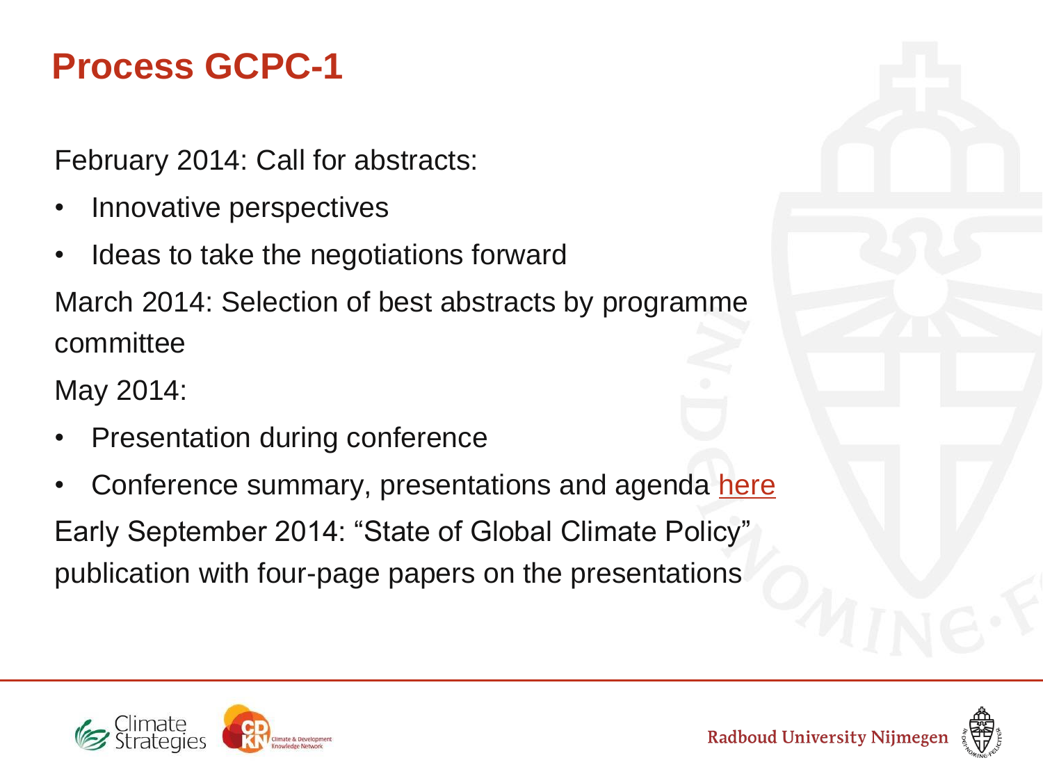# Process GCPC-1

February 2014: Call for abstracts:

- Innovative perspectives
- Ideas to take the negotiations forward

March 2014: Selection of best abstracts by programme committee

May 2014:

- Presentation during conference
- Conference summary, presentations and agenda here

Early September 2014: "State of Global Climate Policy" publication with four-page papers on the presentations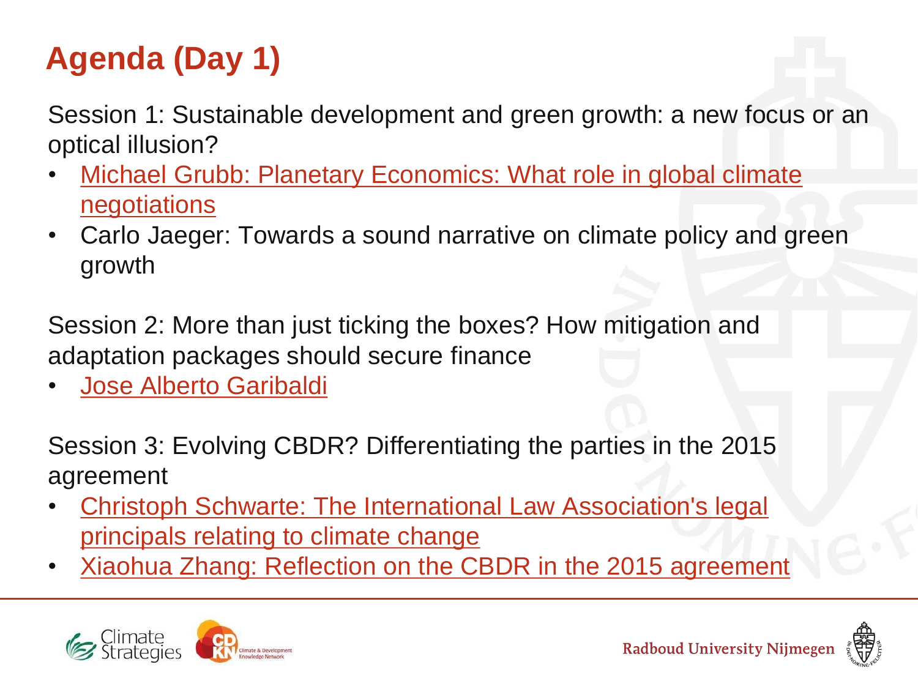# Agenda (Day 1)

Session 1: Sustainable development and green growth: a new focus or an optical illusion?

- Michael Grubb: Planetary Economics: What role in global climate negotiations
- Carlo Jaeger: Towards a sound narrative on climate policy and green growth

Session 2: More than just ticking the boxes? How mitigation and adaptation packages should secure finance

- Jose Alberto Garibaldi

Session 3: Evolving CBDR? Differentiating the parties in the 2015 agreement

- Christoph Schwarte: The International Law Association's legal principals relating to climate change
- Xiaohua Zhang: Reflection on the CBDR in the 2015 agreement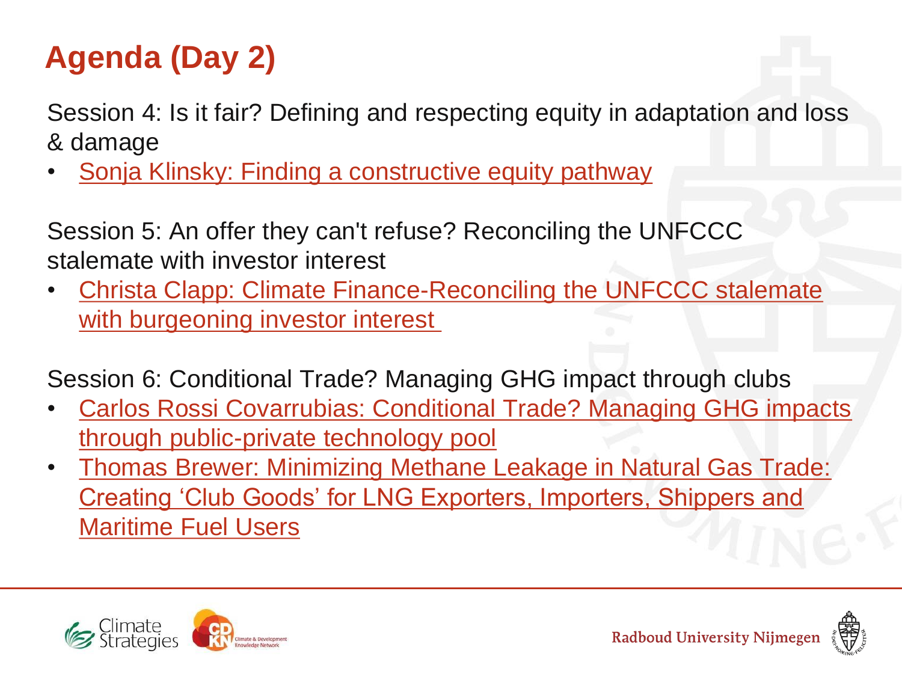# Agenda (Day 2)

Session 4: Is it fair? Defining and respecting equity in adaptation and loss & damage

- Sonja Klinsky: Finding a constructive equity pathway

Session 5: An offer they can't refuse? Reconciling the UNFCCC stalemate with investor interest

- Christa Clapp: Climate Finance-Reconciling the UNFCCC stalemate with burgeoning investor interest

Session 6: Conditional Trade? Managing GHG impact through clubs

- Carlos Rossi Covarrubias: Conditional Trade? Managing GHG impacts through public-private technology pool
- Thomas Brewer: Minimizing Methane Leakage in Natural Gas Trade: Creating 'Club Goods' for LNG Exporters, Importers, Shippers and Maritime Fuel Users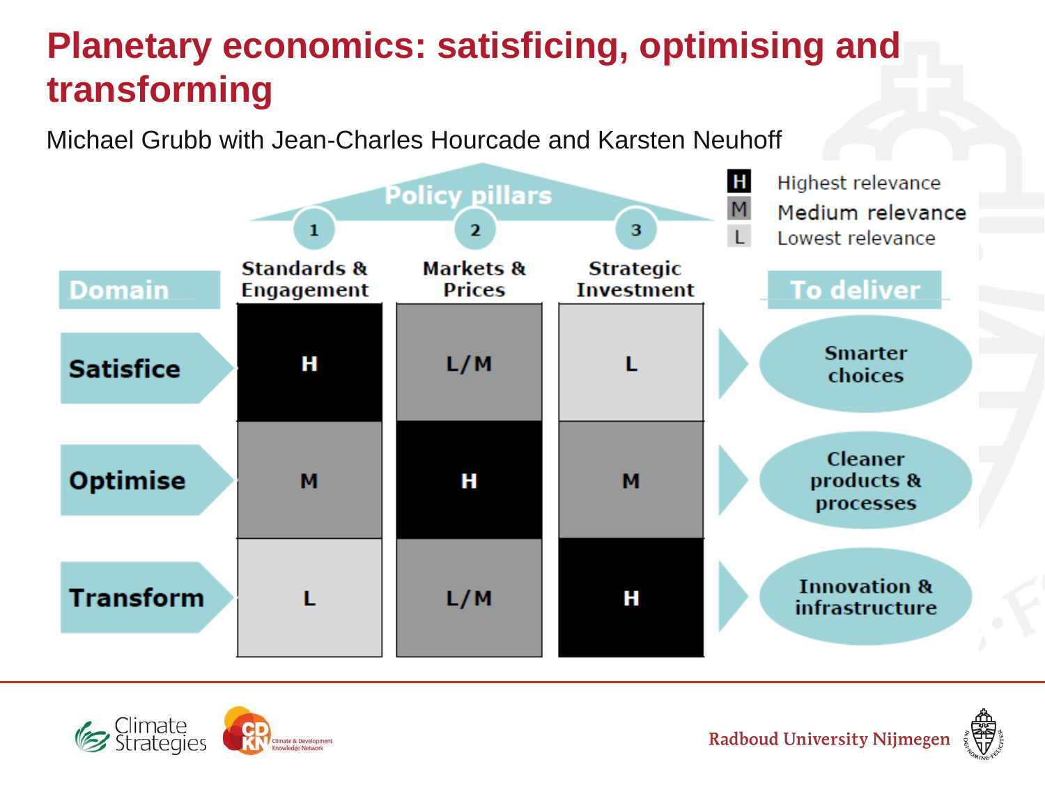# Planetary economics: satisficing, optimising and transforming

Michael Grubb with Jean-Charles Hourcade and Karsten Neuhoff

**Policy pillars**

| Domain | 1. Standards & Engagement | 2. Markets & Prices | 3. Strategic Investment | To deliver |
| --- | --- | --- | --- | --- |
| Satisfice | H | L/M | L | Smarter choices |
| Optimise | M | H | M | Cleaner products & processes |
| Transform | L | L/M | H | Innovation & infrastructure |

H Highest relevance
M Medium relevance
L Lowest relevance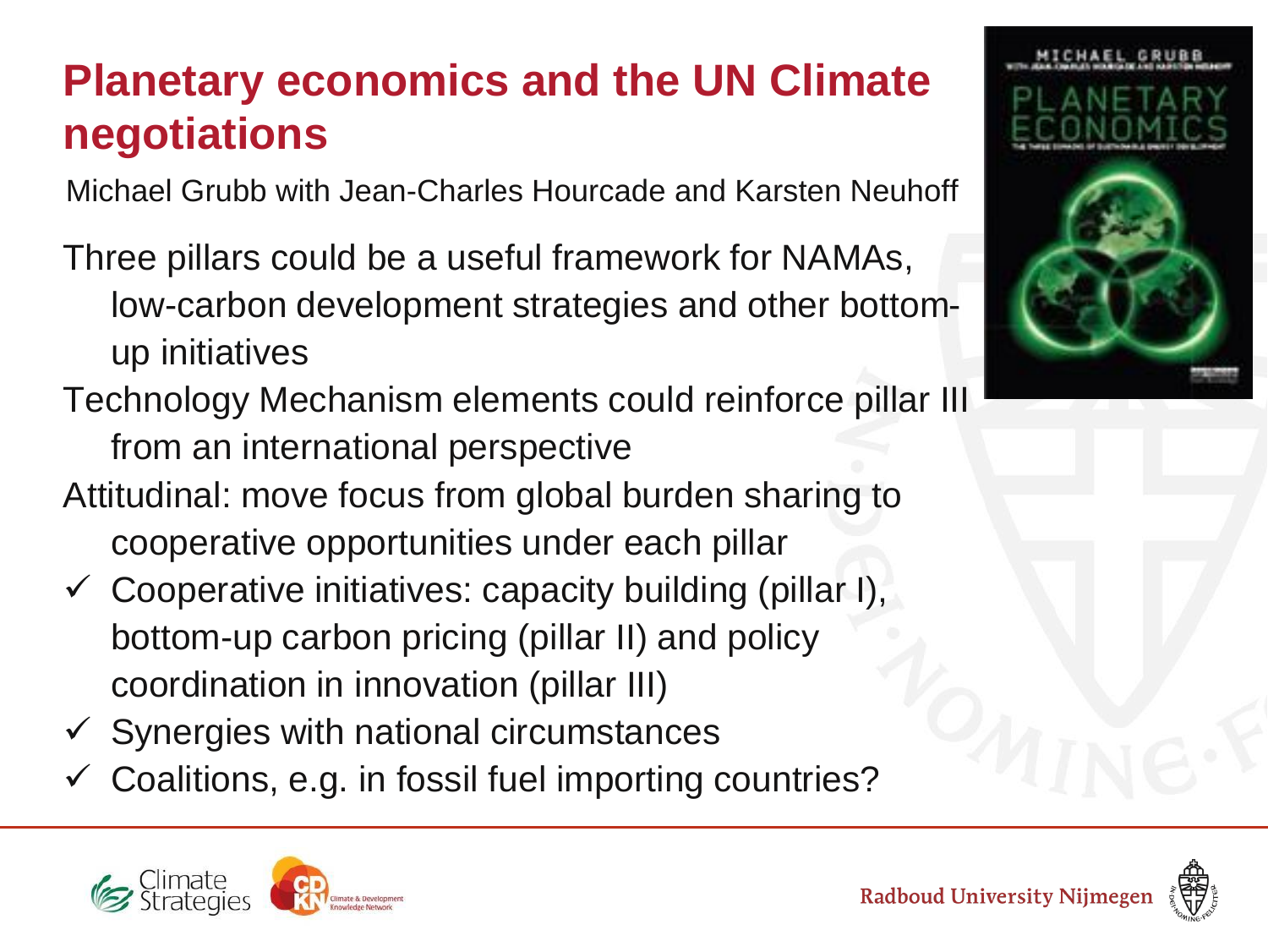# Planetary economics and the UN Climate negotiations

Michael Grubb with Jean-Charles Hourcade and Karsten Neuhoff

Three pillars could be a useful framework for NAMAs, low-carbon development strategies and other bottom-up initiatives

Technology Mechanism elements could reinforce pillar III from an international perspective

Attitudinal: move focus from global burden sharing to cooperative opportunities under each pillar

- ✓ Cooperative initiatives: capacity building (pillar I), bottom-up carbon pricing (pillar II) and policy coordination in innovation (pillar III)
- ✓ Synergies with national circumstances
- ✓ Coalitions, e.g. in fossil fuel importing countries?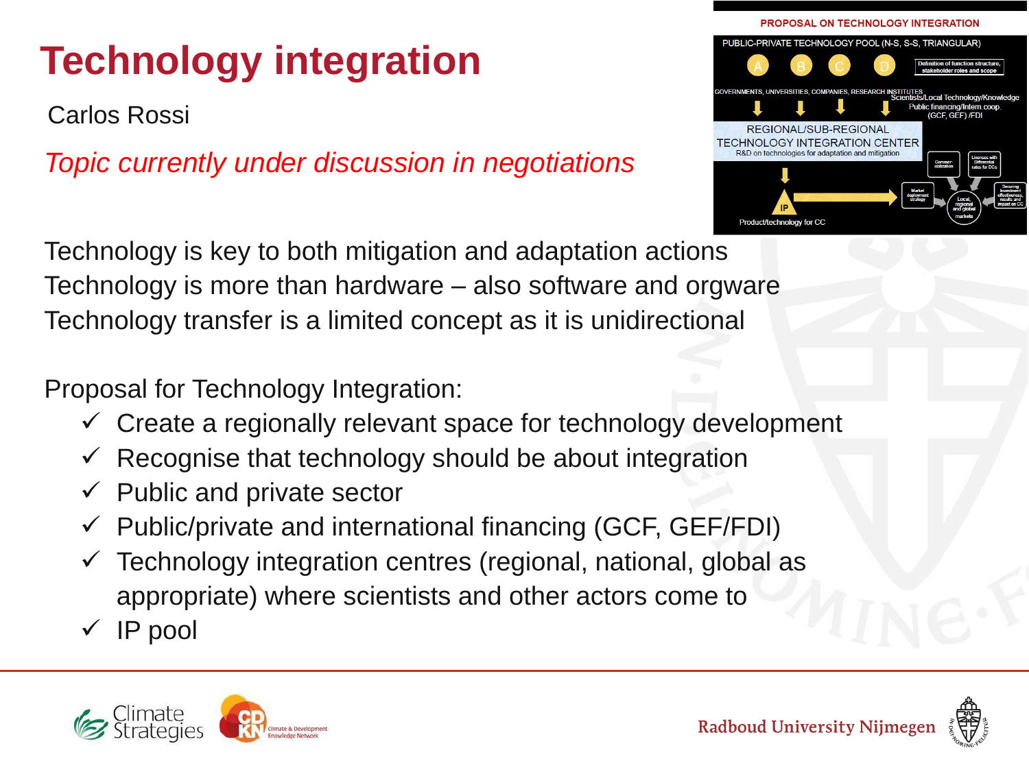# Technology integration

Carlos Rossi

*Topic currently under discussion in negotiations*

PROPOSAL ON TECHNOLOGY INTEGRATION

PUBLIC-PRIVATE TECHNOLOGY POOL (N-S, S-S, TRIANGULAR)

A B C D

Definition of function structure, stakeholder roles and scope

GOVERNMENTS, UNIVERSITIES, COMPANIES, RESEARCH INSTITUTES

Scientists/Local Technology/Knowledge

Public financing/Intern coop. (GCF, GEF) /FDI

REGIONAL/SUB-REGIONAL TECHNOLOGY INTEGRATION CENTER

R&D on technologies for adaptation and mitigation

Commercialization

Licenses with Differential rates for DCs

Market deployment strategy

Local, regional and global markets

Securing investment effectiveness, results and impact on CC

IP

Product/technology for CC

Technology is key to both mitigation and adaptation actions
Technology is more than hardware – also software and orgware
Technology transfer is a limited concept as it is unidirectional

Proposal for Technology Integration:

- ✓ Create a regionally relevant space for technology development
- ✓ Recognise that technology should be about integration
- ✓ Public and private sector
- ✓ Public/private and international financing (GCF, GEF/FDI)
- ✓ Technology integration centres (regional, national, global as appropriate) where scientists and other actors come to
- ✓ IP pool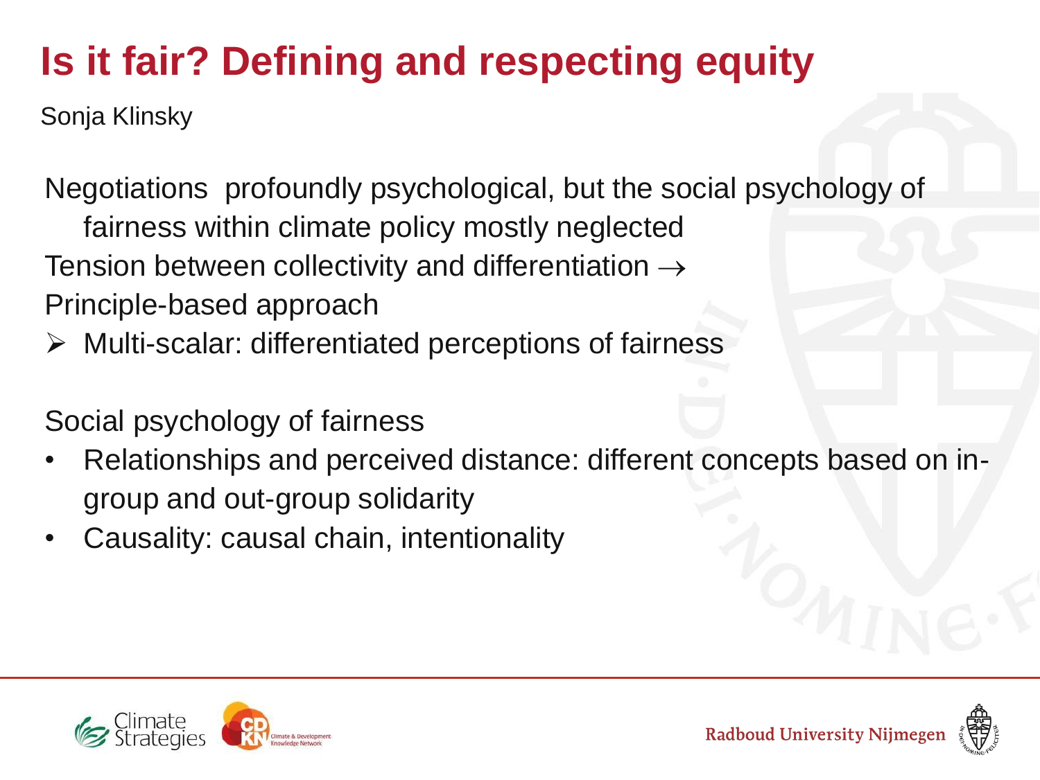# Is it fair? Defining and respecting equity

Sonja Klinsky

Negotiations profoundly psychological, but the social psychology of fairness within climate policy mostly neglected

Tension between collectivity and differentiation →

Principle-based approach

- Multi-scalar: differentiated perceptions of fairness

Social psychology of fairness

- Relationships and perceived distance: different concepts based on in-group and out-group solidarity
- Causality: causal chain, intentionality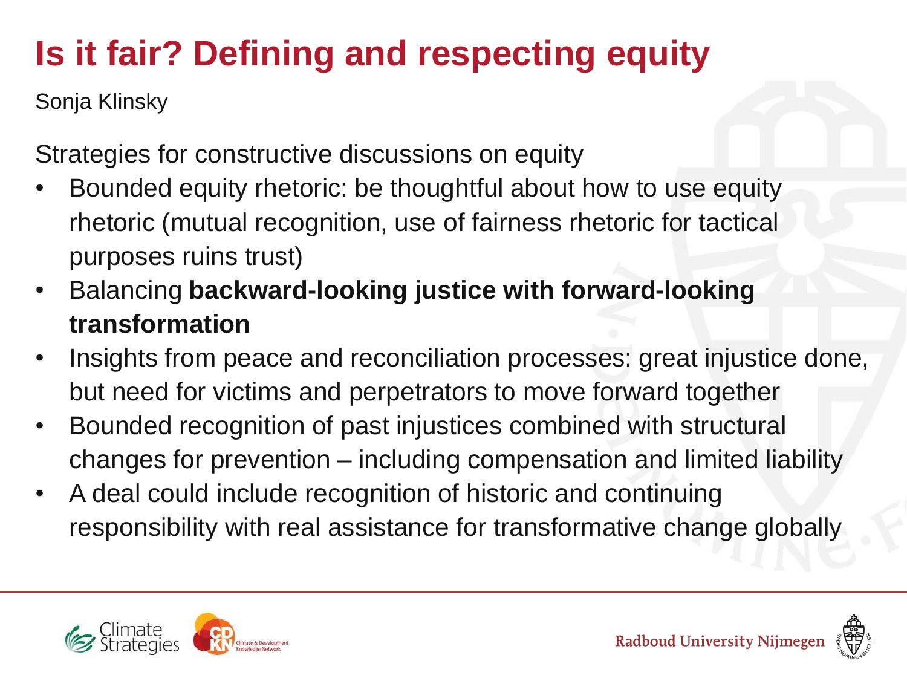# Is it fair? Defining and respecting equity

Sonja Klinsky

Strategies for constructive discussions on equity

- Bounded equity rhetoric: be thoughtful about how to use equity rhetoric (mutual recognition, use of fairness rhetoric for tactical purposes ruins trust)
- Balancing **backward-looking justice with forward-looking transformation**
- Insights from peace and reconciliation processes: great injustice done, but need for victims and perpetrators to move forward together
- Bounded recognition of past injustices combined with structural changes for prevention – including compensation and limited liability
- A deal could include recognition of historic and continuing responsibility with real assistance for transformative change globally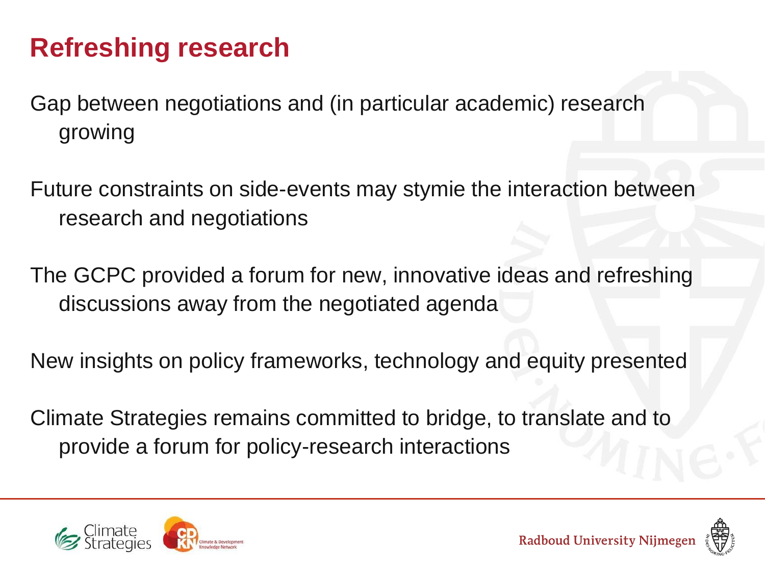# Refreshing research

Gap between negotiations and (in particular academic) research growing

Future constraints on side-events may stymie the interaction between research and negotiations

The GCPC provided a forum for new, innovative ideas and refreshing discussions away from the negotiated agenda

New insights on policy frameworks, technology and equity presented

Climate Strategies remains committed to bridge, to translate and to provide a forum for policy-research interactions